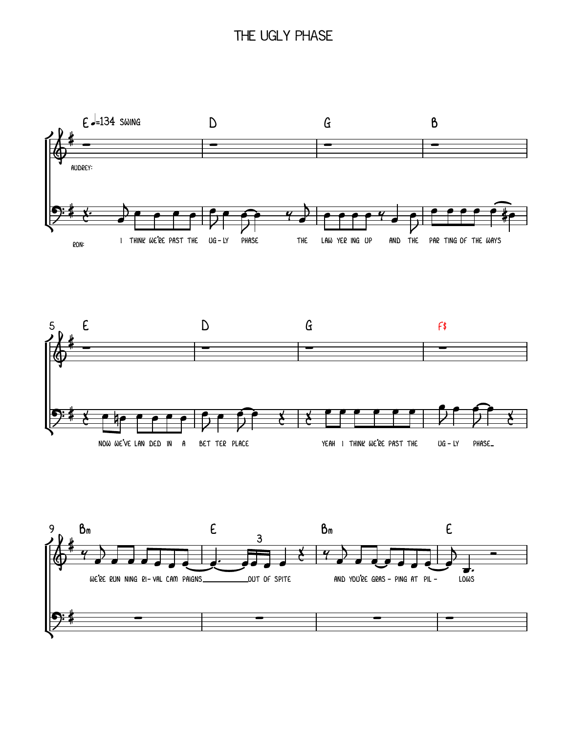# THE UGLY PHASE

♩=134 SWING

AUDREY:

RON:

E | D | G | B

I THINK WE'RE PAST THE UG - LY PHASE THE LAW YER ING UP AND THE PAR TING OF THE WAYS

5 E | D | G | F$

NOW WE'VE LAN DED IN A BET TER PLACE YEAH I THINK WE'RE PAST THE UG - LY PHASE_

9 Bm | E | Bm | E

WE'RE RUN NING RI - VAL CAM PAIGNS_ OUT OF SPITE AND YOU'RE GRAS - PING AT PIL - LOWS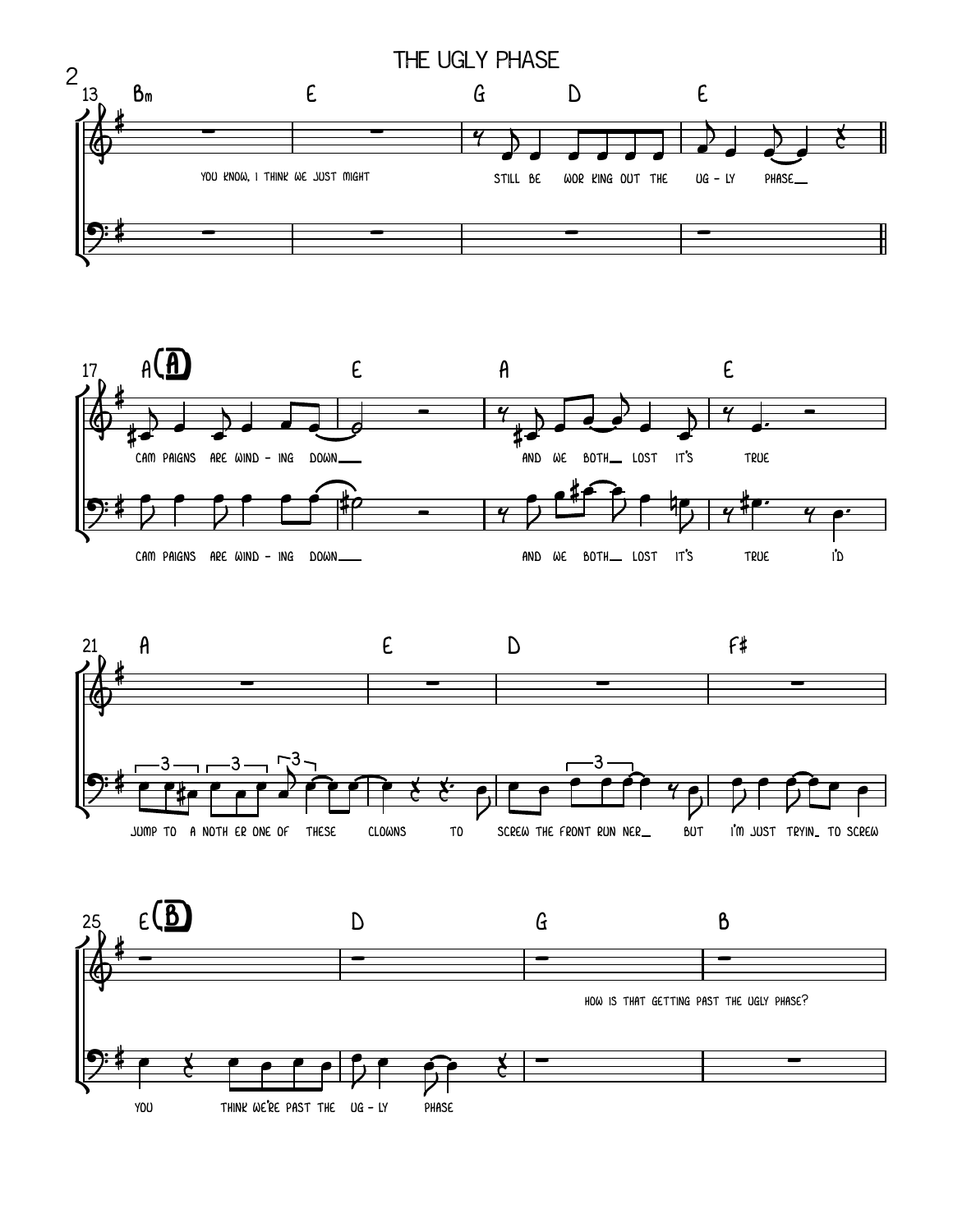13 Bm E G D E

YOU KNOW, I THINK WE JUST MIGHT STILL BE WOR KING OUT THE UG - LY PHASE

17 A (A) E A E

CAM PAIGNS ARE WIND - ING DOWN AND WE BOTH LOST IT'S TRUE

CAM PAIGNS ARE WIND - ING DOWN AND WE BOTH LOST IT'S TRUE I'D

21 A E D F#

JUMP TO A NOTH ER ONE OF THESE CLOWNS TO SCREW THE FRONT RUN NER BUT I'M JUST TRYIN TO SCREW

25 E (B) D G B

HOW IS THAT GETTING PAST THE UGLY PHASE?

YOU THINK WE'RE PAST THE UG - LY PHASE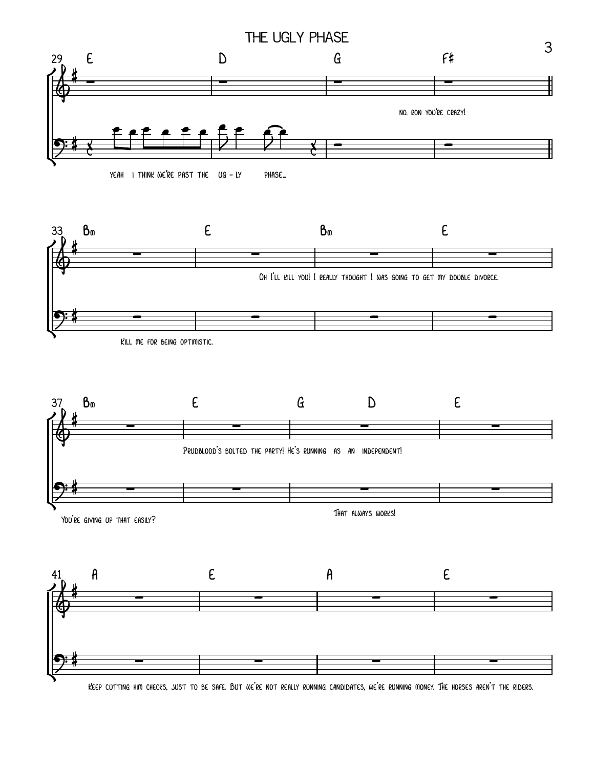# THE UGLY PHASE

29 E | D | G | F#

no. Ron you're crazy!

yeah i think we're past the ug - ly phase_

33 Bm | E | Bm | E

Oh I'll kill you! I really thought I was going to get my double divorce.

Kill me for being optimistic.

37 Bm | E | G D | E

Prudblood's bolted the party! He's running as an independent!

You're giving up that easily?

That always works!

41 A | E | A | E

Keep cutting him checks, just to be safe. But we're not really running candidates, we're running money. The horses aren't the riders.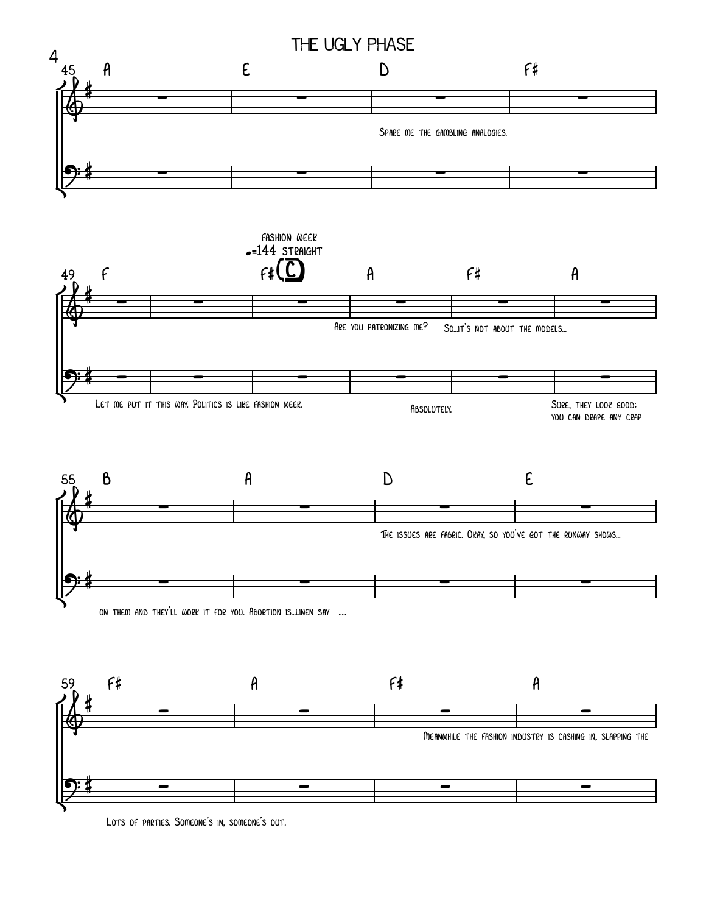# THE UGLY PHASE

45 A — E — D — F#

*Spare me the gambling analogies.*

49 F — F# — A — F# — A

fashion week
♩=144 straight
(C)

*Let me put it this way. Politics is like fashion week.*

*Are you patronizing me?*

*Absolutely.*

*So...it's not about the models...*

*Sure, they look good; you can drape any crap*

55 B — A — D — E

*on them and they'll work it for you. Abortion is...linen say ...*

*The issues are fabric. Okay, so you've got the runway shows...*

59 F# — A — F# — A

*Lots of parties. Someone's in, someone's out.*

*Meanwhile the fashion industry is cashing in, slapping the*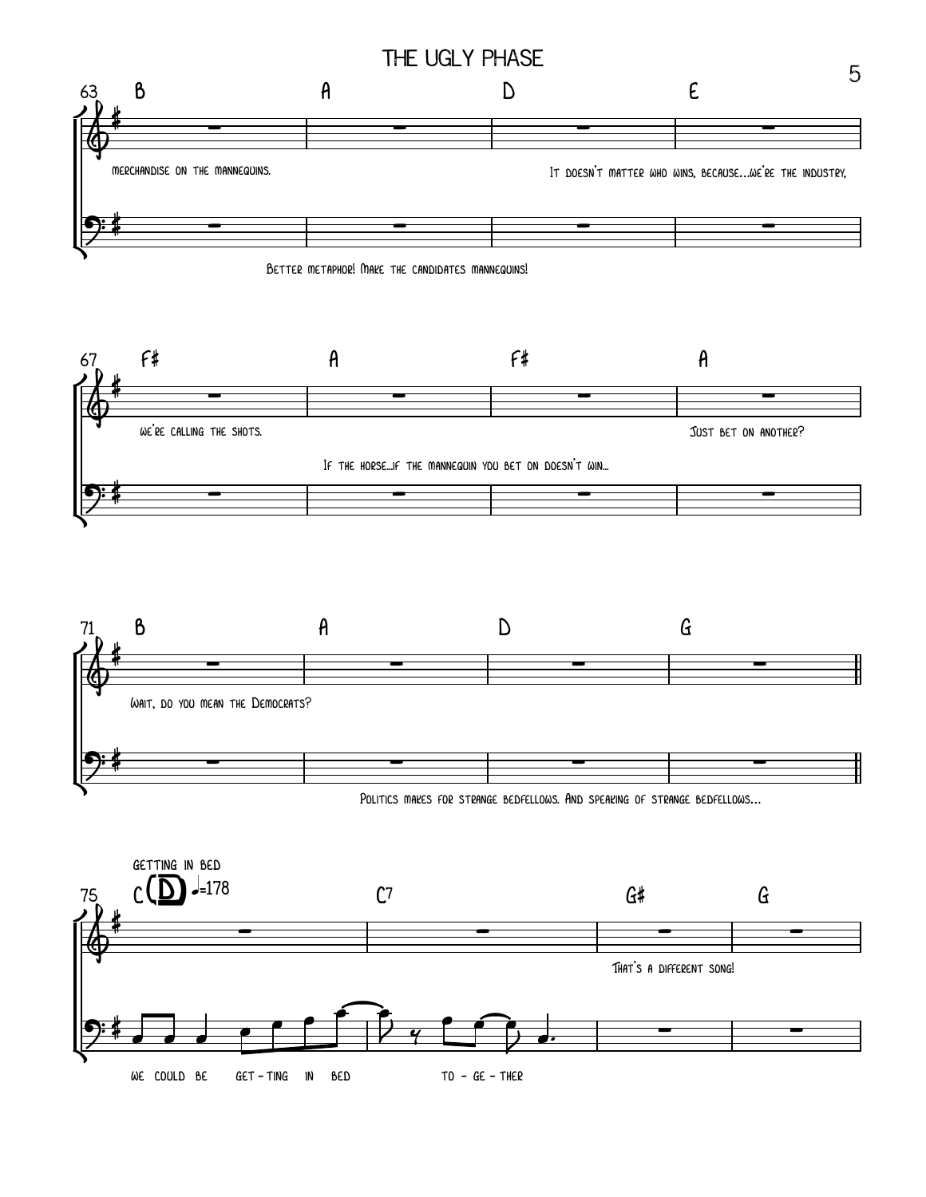# THE UGLY PHASE

**63** B — A — D — E

merchandise on the mannequins.

It doesn't matter who wins, because...we're the industry,

Better metaphor! Make the candidates mannequins!

**67** F# — A — F# — A

we're calling the shots.

If the horse...if the mannequin you bet on doesn't win...

Just bet on another?

**71** B — A — D — G

Wait, do you mean the Democrats?

Politics makes for strange bedfellows. And speaking of strange bedfellows...

**GETTING IN BED**

**75** C (D) ♩=178 — C7 — G# — G

That's a different song!

we could be get - ting in bed to - ge - ther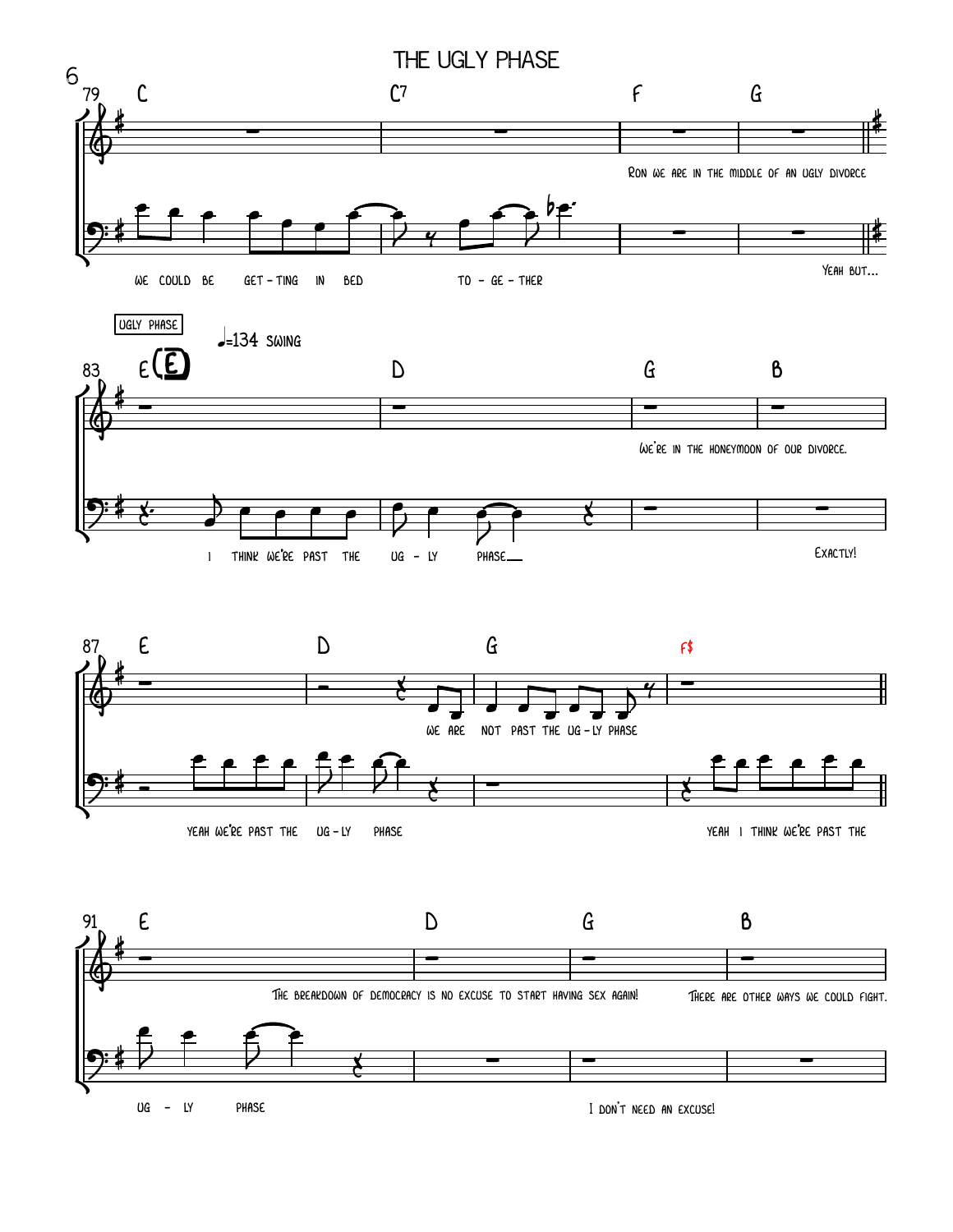# THE UGLY PHASE

**79** C — C7 — F — G

*Upper staff:* Ron we are in the middle of an ugly divorce

*Lower staff:* We could be get - ting in bed to - ge - ther

Yeah but...

UGLY PHASE

♩=134 swing

**83** E (E) — D — G — B

*Upper staff:* We're in the honeymoon of our divorce.

*Lower staff:* I think we're past the ug - ly phase

Exactly!

**87** E — D — G — F$

*Upper staff:* We are not past the ug - ly phase

*Lower staff:* Yeah we're past the ug - ly phase

Yeah I think we're past the

**91** E — D — G — B

*Lower staff:* ug - ly phase

*Upper staff:* The breakdown of democracy is no excuse to start having sex again!

I don't need an excuse!

*Upper staff:* There are other ways we could fight.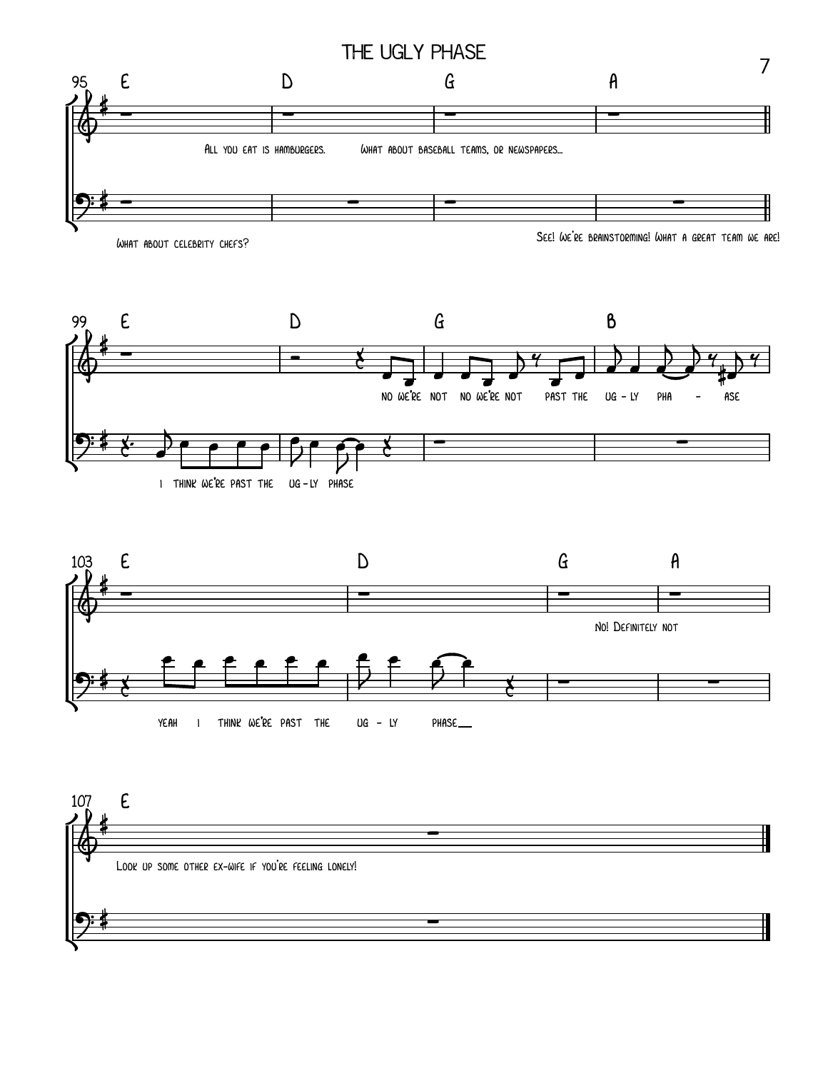# THE UGLY PHASE

95 E D G A

All you eat is hamburgers. What about baseball teams, or newspapers...

What about celebrity chefs?

See! We're brainstorming! What a great team we are!

99 E D G B

no we're not no we're not past the ug - ly pha - ase

I think we're past the ug - ly phase

103 E D G A

No! Definitely not

yeah I think we're past the ug - ly phase__

107 E

Look up some other ex-wife if you're feeling lonely!